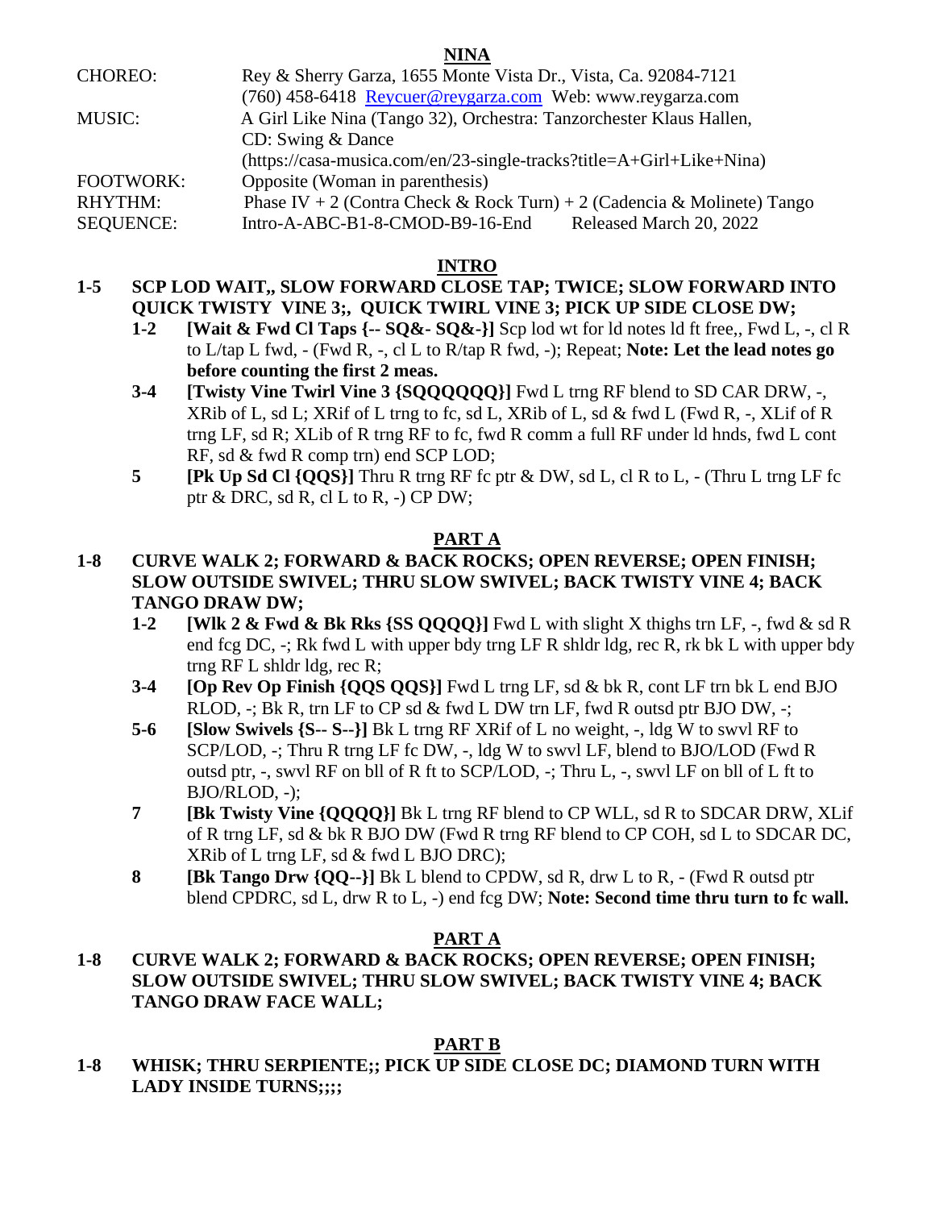# NINA

| | |
|---|---|
| CHOREO: | Rey & Sherry Garza, 1655 Monte Vista Dr., Vista, Ca. 92084-7121<br>(760) 458-6418 Reycuer@reygarza.com Web: www.reygarza.com |
| MUSIC: | A Girl Like Nina (Tango 32), Orchestra: Tanzorchester Klaus Hallen,<br>CD: Swing & Dance<br>(https://casa-musica.com/en/23-single-tracks?title=A+Girl+Like+Nina) |
| FOOTWORK: | Opposite (Woman in parenthesis) |
| RHYTHM: | Phase IV + 2 (Contra Check & Rock Turn) + 2 (Cadencia & Molinete) Tango |
| SEQUENCE: | Intro-A-ABC-B1-8-CMOD-B9-16-End Released March 20, 2022 |

## INTRO

**1-5 SCP LOD WAIT,, SLOW FORWARD CLOSE TAP; TWICE; SLOW FORWARD INTO QUICK TWISTY VINE 3;, QUICK TWIRL VINE 3; PICK UP SIDE CLOSE DW;**

- **1-2 [Wait & Fwd Cl Taps {-- SQ&- SQ&-}]** Scp lod wt for ld notes ld ft free,, Fwd L, -, cl R to L/tap L fwd, - (Fwd R, -, cl L to R/tap R fwd, -); Repeat; **Note: Let the lead notes go before counting the first 2 meas.**
- **3-4 [Twisty Vine Twirl Vine 3 {SQQQQQQ}]** Fwd L trng RF blend to SD CAR DRW, -, XRib of L, sd L; XRif of L trng to fc, sd L, XRib of L, sd & fwd L (Fwd R, -, XLif of R trng LF, sd R; XLib of R trng RF to fc, fwd R comm a full RF under ld hnds, fwd L cont RF, sd & fwd R comp trn) end SCP LOD;
- **5 [Pk Up Sd Cl {QQS}]** Thru R trng RF fc ptr & DW, sd L, cl R to L, - (Thru L trng LF fc ptr & DRC, sd R, cl L to R, -) CP DW;

## PART A

**1-8 CURVE WALK 2; FORWARD & BACK ROCKS; OPEN REVERSE; OPEN FINISH; SLOW OUTSIDE SWIVEL; THRU SLOW SWIVEL; BACK TWISTY VINE 4; BACK TANGO DRAW DW;**

- **1-2 [Wlk 2 & Fwd & Bk Rks {SS QQQQ}]** Fwd L with slight X thighs trn LF, -, fwd & sd R end fcg DC, -; Rk fwd L with upper bdy trng LF R shldr ldg, rec R, rk bk L with upper bdy trng RF L shldr ldg, rec R;
- **3-4 [Op Rev Op Finish {QQS QQS}]** Fwd L trng LF, sd & bk R, cont LF trn bk L end BJO RLOD, -; Bk R, trn LF to CP sd & fwd L DW trn LF, fwd R outsd ptr BJO DW, -;
- **5-6 [Slow Swivels {S-- S--}]** Bk L trng RF XRif of L no weight, -, ldg W to swvl RF to SCP/LOD, -; Thru R trng LF fc DW, -, ldg W to swvl LF, blend to BJO/LOD (Fwd R outsd ptr, -, swvl RF on bll of R ft to SCP/LOD, -; Thru L, -, swvl LF on bll of L ft to BJO/RLOD, -);
- **7 [Bk Twisty Vine {QQQQ}]** Bk L trng RF blend to CP WLL, sd R to SDCAR DRW, XLif of R trng LF, sd & bk R BJO DW (Fwd R trng RF blend to CP COH, sd L to SDCAR DC, XRib of L trng LF, sd & fwd L BJO DRC);
- **8 [Bk Tango Drw {QQ--}]** Bk L blend to CPDW, sd R, drw L to R, - (Fwd R outsd ptr blend CPDRC, sd L, drw R to L, -) end fcg DW; **Note: Second time thru turn to fc wall.**

## PART A

**1-8 CURVE WALK 2; FORWARD & BACK ROCKS; OPEN REVERSE; OPEN FINISH; SLOW OUTSIDE SWIVEL; THRU SLOW SWIVEL; BACK TWISTY VINE 4; BACK TANGO DRAW FACE WALL;**

## PART B

**1-8 WHISK; THRU SERPIENTE;; PICK UP SIDE CLOSE DC; DIAMOND TURN WITH LADY INSIDE TURNS;;;;**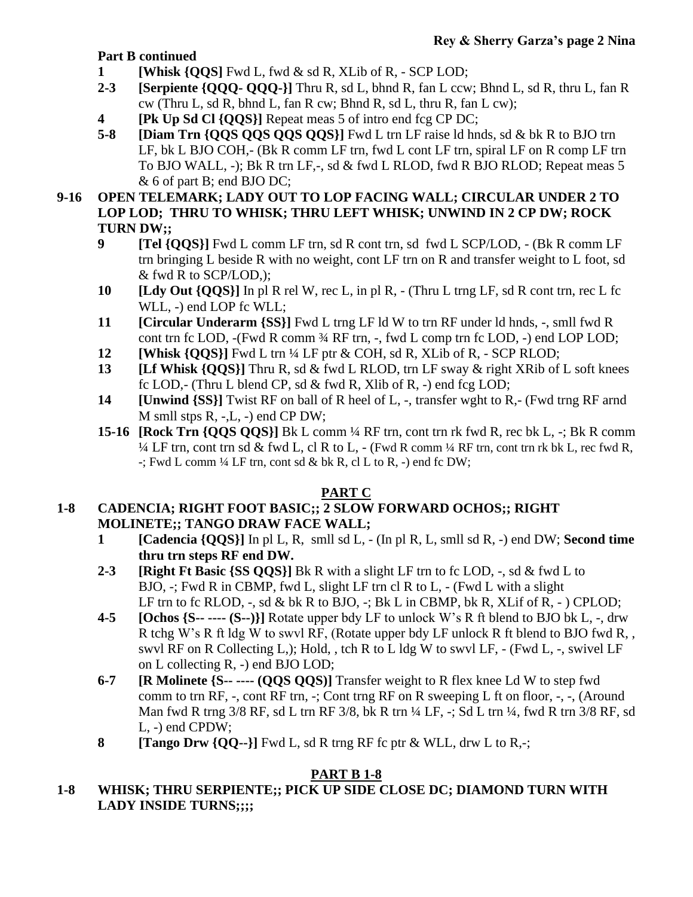**Part B continued**

- **1** **[Whisk {QQS]** Fwd L, fwd & sd R, XLib of R, - SCP LOD;
- **2-3** **[Serpiente {QQQ- QQQ-}]** Thru R, sd L, bhnd R, fan L ccw; Bhnd L, sd R, thru L, fan R cw (Thru L, sd R, bhnd L, fan R cw; Bhnd R, sd L, thru R, fan L cw);
- **4** **[Pk Up Sd Cl {QQS}]** Repeat meas 5 of intro end fcg CP DC;
- **5-8** **[Diam Trn {QQS QQS QQS QQS}]** Fwd L trn LF raise ld hnds, sd & bk R to BJO trn LF, bk L BJO COH,- (Bk R comm LF trn, fwd L cont LF trn, spiral LF on R comp LF trn To BJO WALL, -); Bk R trn LF,-, sd & fwd L RLOD, fwd R BJO RLOD; Repeat meas 5 & 6 of part B; end BJO DC;

**9-16 OPEN TELEMARK; LADY OUT TO LOP FACING WALL; CIRCULAR UNDER 2 TO LOP LOD; THRU TO WHISK; THRU LEFT WHISK; UNWIND IN 2 CP DW; ROCK TURN DW;;**

- **9** **[Tel {QQS}]** Fwd L comm LF trn, sd R cont trn, sd fwd L SCP/LOD, - (Bk R comm LF trn bringing L beside R with no weight, cont LF trn on R and transfer weight to L foot, sd & fwd R to SCP/LOD,);
- **10** **[Ldy Out {QQS}]** In pl R rel W, rec L, in pl R, - (Thru L trng LF, sd R cont trn, rec L fc WLL, -) end LOP fc WLL;
- **11** **[Circular Underarm {SS}]** Fwd L trng LF ld W to trn RF under ld hnds, -, smll fwd R cont trn fc LOD, -(Fwd R comm ¾ RF trn, -, fwd L comp trn fc LOD, -) end LOP LOD;
- **12** **[Whisk {QQS}]** Fwd L trn ¼ LF ptr & COH, sd R, XLib of R, - SCP RLOD;
- **13** **[Lf Whisk {QQS}]** Thru R, sd & fwd L RLOD, trn LF sway & right XRib of L soft knees fc LOD,- (Thru L blend CP, sd & fwd R, Xlib of R, -) end fcg LOD;
- **14** **[Unwind {SS}]** Twist RF on ball of R heel of L, -, transfer wght to R,- (Fwd trng RF arnd M smll stps R, -,L, -) end CP DW;
- **15-16** **[Rock Trn {QQS QQS}]** Bk L comm ¼ RF trn, cont trn rk fwd R, rec bk L, -; Bk R comm ¼ LF trn, cont trn sd & fwd L, cl R to L, - (Fwd R comm ¼ RF trn, cont trn rk bk L, rec fwd R, -; Fwd L comm ¼ LF trn, cont sd & bk R, cl L to R, -) end fc DW;

## PART C

**1-8 CADENCIA; RIGHT FOOT BASIC;; 2 SLOW FORWARD OCHOS;; RIGHT MOLINETE;; TANGO DRAW FACE WALL;**

- **1** **[Cadencia {QQS}]** In pl L, R, smll sd L, - (In pl R, L, smll sd R, -) end DW; **Second time thru trn steps RF end DW.**
- **2-3** **[Right Ft Basic {SS QQS}]** Bk R with a slight LF trn to fc LOD, -, sd & fwd L to BJO, -; Fwd R in CBMP, fwd L, slight LF trn cl R to L, - (Fwd L with a slight LF trn to fc RLOD, -, sd & bk R to BJO, -; Bk L in CBMP, bk R, XLif of R, - ) CPLOD;
- **4-5** **[Ochos {S-- ---- (S--)}]** Rotate upper bdy LF to unlock W's R ft blend to BJO bk L, -, drw R tchg W's R ft ldg W to swvl RF, (Rotate upper bdy LF unlock R ft blend to BJO fwd R, , swvl RF on R Collecting L,); Hold, , tch R to L ldg W to swvl LF, - (Fwd L, -, swivel LF on L collecting R, -) end BJO LOD;
- **6-7** **[R Molinete {S-- ---- (QQS QQS)]** Transfer weight to R flex knee Ld W to step fwd comm to trn RF, -, cont RF trn, -; Cont trng RF on R sweeping L ft on floor, -, -, (Around Man fwd R trng 3/8 RF, sd L trn RF 3/8, bk R trn ¼ LF, -; Sd L trn ¼, fwd R trn 3/8 RF, sd L, -) end CPDW;
- **8** **[Tango Drw {QQ--}]** Fwd L, sd R trng RF fc ptr & WLL, drw L to R,-;

## PART B 1-8

**1-8 WHISK; THRU SERPIENTE;; PICK UP SIDE CLOSE DC; DIAMOND TURN WITH LADY INSIDE TURNS;;;;**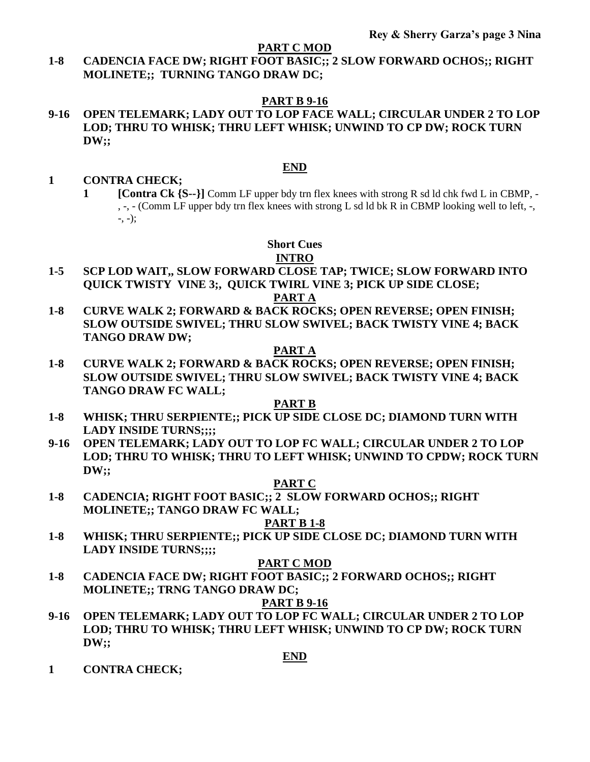**PART C MOD**

**1-8 CADENCIA FACE DW; RIGHT FOOT BASIC;; 2 SLOW FORWARD OCHOS;; RIGHT MOLINETE;; TURNING TANGO DRAW DC;**

**PART B 9-16**

**9-16 OPEN TELEMARK; LADY OUT TO LOP FACE WALL; CIRCULAR UNDER 2 TO LOP LOD; THRU TO WHISK; THRU LEFT WHISK; UNWIND TO CP DW; ROCK TURN DW;;**

**END**

**1 CONTRA CHECK;**

**1** **[Contra Ck {S--}]** Comm LF upper bdy trn flex knees with strong R sd ld chk fwd L in CBMP, -, -, - (Comm LF upper bdy trn flex knees with strong L sd ld bk R in CBMP looking well to left, -, -, -);

**Short Cues**

**INTRO**

**1-5 SCP LOD WAIT,, SLOW FORWARD CLOSE TAP; TWICE; SLOW FORWARD INTO QUICK TWISTY VINE 3;, QUICK TWIRL VINE 3; PICK UP SIDE CLOSE;**

**PART A**

**1-8 CURVE WALK 2; FORWARD & BACK ROCKS; OPEN REVERSE; OPEN FINISH; SLOW OUTSIDE SWIVEL; THRU SLOW SWIVEL; BACK TWISTY VINE 4; BACK TANGO DRAW DW;**

**PART A**

**1-8 CURVE WALK 2; FORWARD & BACK ROCKS; OPEN REVERSE; OPEN FINISH; SLOW OUTSIDE SWIVEL; THRU SLOW SWIVEL; BACK TWISTY VINE 4; BACK TANGO DRAW FC WALL;**

**PART B**

**1-8 WHISK; THRU SERPIENTE;; PICK UP SIDE CLOSE DC; DIAMOND TURN WITH LADY INSIDE TURNS;;;;**

**9-16 OPEN TELEMARK; LADY OUT TO LOP FC WALL; CIRCULAR UNDER 2 TO LOP LOD; THRU TO WHISK; THRU TO LEFT WHISK; UNWIND TO CPDW; ROCK TURN DW;;**

**PART C**

**1-8 CADENCIA; RIGHT FOOT BASIC;; 2 SLOW FORWARD OCHOS;; RIGHT MOLINETE;; TANGO DRAW FC WALL;**

**PART B 1-8**

**1-8 WHISK; THRU SERPIENTE;; PICK UP SIDE CLOSE DC; DIAMOND TURN WITH LADY INSIDE TURNS;;;;**

**PART C MOD**

**1-8 CADENCIA FACE DW; RIGHT FOOT BASIC;; 2 FORWARD OCHOS;; RIGHT MOLINETE;; TRNG TANGO DRAW DC;**

**PART B 9-16**

**9-16 OPEN TELEMARK; LADY OUT TO LOP FC WALL; CIRCULAR UNDER 2 TO LOP LOD; THRU TO WHISK; THRU LEFT WHISK; UNWIND TO CP DW; ROCK TURN DW;;**

**END**

**1 CONTRA CHECK;**